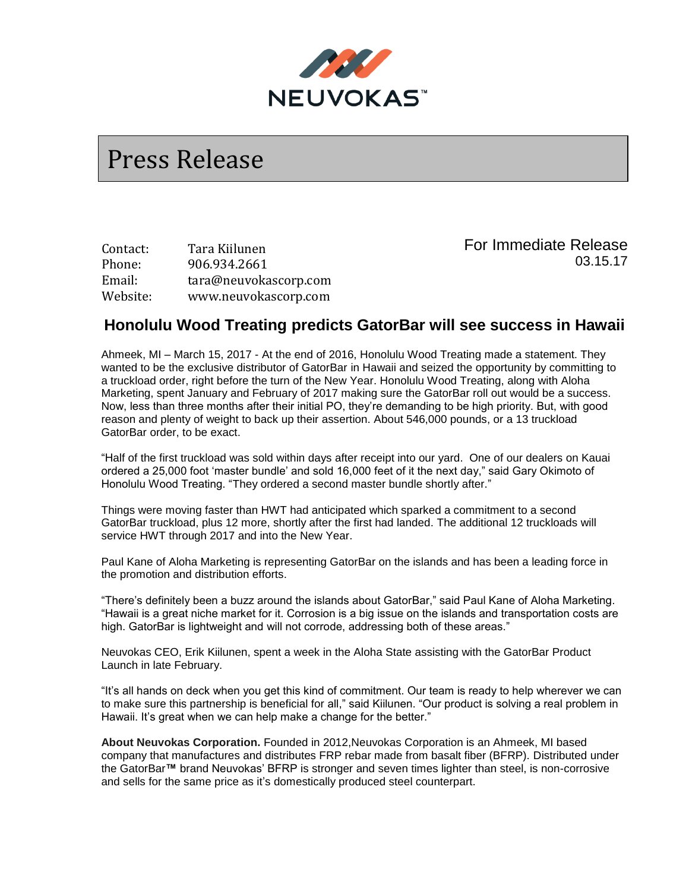NEUVOKAS™

# Press Release

Contact: Tara Kiilunen
Phone: 906.934.2661
Email: tara@neuvokascorp.com
Website: www.neuvokascorp.com

For Immediate Release
03.15.17

## Honolulu Wood Treating predicts GatorBar will see success in Hawaii

Ahmeek, MI – March 15, 2017 - At the end of 2016, Honolulu Wood Treating made a statement. They wanted to be the exclusive distributor of GatorBar in Hawaii and seized the opportunity by committing to a truckload order, right before the turn of the New Year. Honolulu Wood Treating, along with Aloha Marketing, spent January and February of 2017 making sure the GatorBar roll out would be a success. Now, less than three months after their initial PO, they're demanding to be high priority. But, with good reason and plenty of weight to back up their assertion. About 546,000 pounds, or a 13 truckload GatorBar order, to be exact.

"Half of the first truckload was sold within days after receipt into our yard. One of our dealers on Kauai ordered a 25,000 foot 'master bundle' and sold 16,000 feet of it the next day," said Gary Okimoto of Honolulu Wood Treating. "They ordered a second master bundle shortly after."

Things were moving faster than HWT had anticipated which sparked a commitment to a second GatorBar truckload, plus 12 more, shortly after the first had landed. The additional 12 truckloads will service HWT through 2017 and into the New Year.

Paul Kane of Aloha Marketing is representing GatorBar on the islands and has been a leading force in the promotion and distribution efforts.

"There's definitely been a buzz around the islands about GatorBar," said Paul Kane of Aloha Marketing. "Hawaii is a great niche market for it. Corrosion is a big issue on the islands and transportation costs are high. GatorBar is lightweight and will not corrode, addressing both of these areas."

Neuvokas CEO, Erik Kiilunen, spent a week in the Aloha State assisting with the GatorBar Product Launch in late February.

"It's all hands on deck when you get this kind of commitment. Our team is ready to help wherever we can to make sure this partnership is beneficial for all," said Kiilunen. "Our product is solving a real problem in Hawaii. It's great when we can help make a change for the better."

**About Neuvokas Corporation.** Founded in 2012,Neuvokas Corporation is an Ahmeek, MI based company that manufactures and distributes FRP rebar made from basalt fiber (BFRP). Distributed under the GatorBar**™** brand Neuvokas' BFRP is stronger and seven times lighter than steel, is non-corrosive and sells for the same price as it's domestically produced steel counterpart.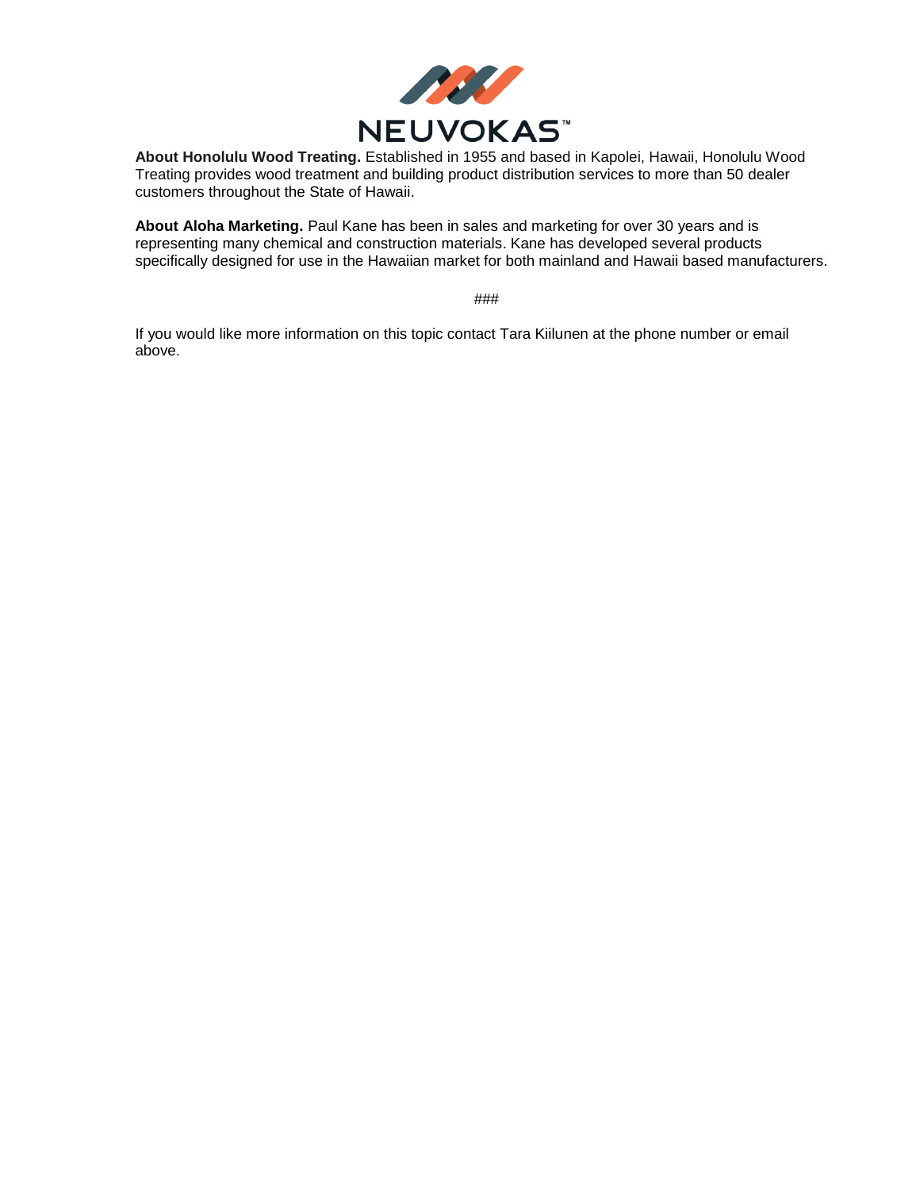**About Honolulu Wood Treating.** Established in 1955 and based in Kapolei, Hawaii, Honolulu Wood Treating provides wood treatment and building product distribution services to more than 50 dealer customers throughout the State of Hawaii.

**About Aloha Marketing.** Paul Kane has been in sales and marketing for over 30 years and is representing many chemical and construction materials. Kane has developed several products specifically designed for use in the Hawaiian market for both mainland and Hawaii based manufacturers.

###

If you would like more information on this topic contact Tara Kiilunen at the phone number or email above.